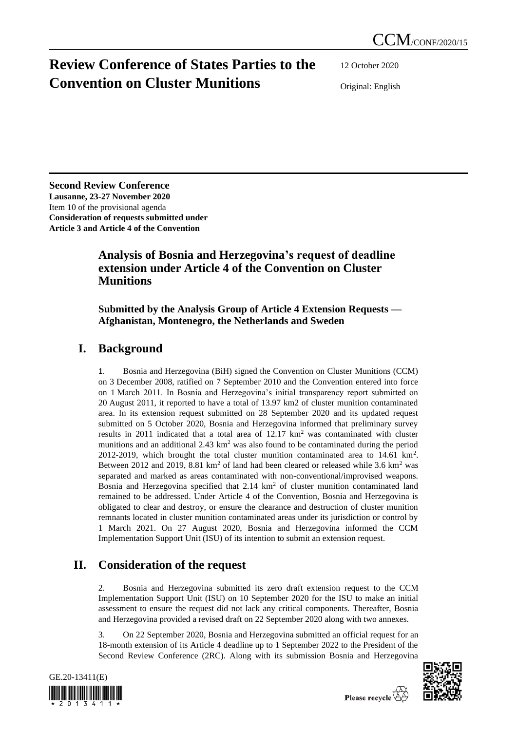CCM/CONF/2020/15

# Review Conference of States Parties to the Convention on Cluster Munitions

12 October 2020

Original: English

**Second Review Conference**
**Lausanne, 23-27 November 2020**
Item 10 of the provisional agenda
**Consideration of requests submitted under Article 3 and Article 4 of the Convention**

## Analysis of Bosnia and Herzegovina's request of deadline extension under Article 4 of the Convention on Cluster Munitions

**Submitted by the Analysis Group of Article 4 Extension Requests — Afghanistan, Montenegro, the Netherlands and Sweden**

## I. Background

1. Bosnia and Herzegovina (BiH) signed the Convention on Cluster Munitions (CCM) on 3 December 2008, ratified on 7 September 2010 and the Convention entered into force on 1 March 2011. In Bosnia and Herzegovina's initial transparency report submitted on 20 August 2011, it reported to have a total of 13.97 km2 of cluster munition contaminated area. In its extension request submitted on 28 September 2020 and its updated request submitted on 5 October 2020, Bosnia and Herzegovina informed that preliminary survey results in 2011 indicated that a total area of 12.17 km$^2$ was contaminated with cluster munitions and an additional 2.43 km$^2$ was also found to be contaminated during the period 2012-2019, which brought the total cluster munition contaminated area to 14.61 km$^2$. Between 2012 and 2019, 8.81 km$^2$ of land had been cleared or released while 3.6 km$^2$ was separated and marked as areas contaminated with non-conventional/improvised weapons. Bosnia and Herzegovina specified that 2.14 km$^2$ of cluster munition contaminated land remained to be addressed. Under Article 4 of the Convention, Bosnia and Herzegovina is obligated to clear and destroy, or ensure the clearance and destruction of cluster munition remnants located in cluster munition contaminated areas under its jurisdiction or control by 1 March 2021. On 27 August 2020, Bosnia and Herzegovina informed the CCM Implementation Support Unit (ISU) of its intention to submit an extension request.

## II. Consideration of the request

2. Bosnia and Herzegovina submitted its zero draft extension request to the CCM Implementation Support Unit (ISU) on 10 September 2020 for the ISU to make an initial assessment to ensure the request did not lack any critical components. Thereafter, Bosnia and Herzegovina provided a revised draft on 22 September 2020 along with two annexes.

3. On 22 September 2020, Bosnia and Herzegovina submitted an official request for an 18-month extension of its Article 4 deadline up to 1 September 2022 to the President of the Second Review Conference (2RC). Along with its submission Bosnia and Herzegovina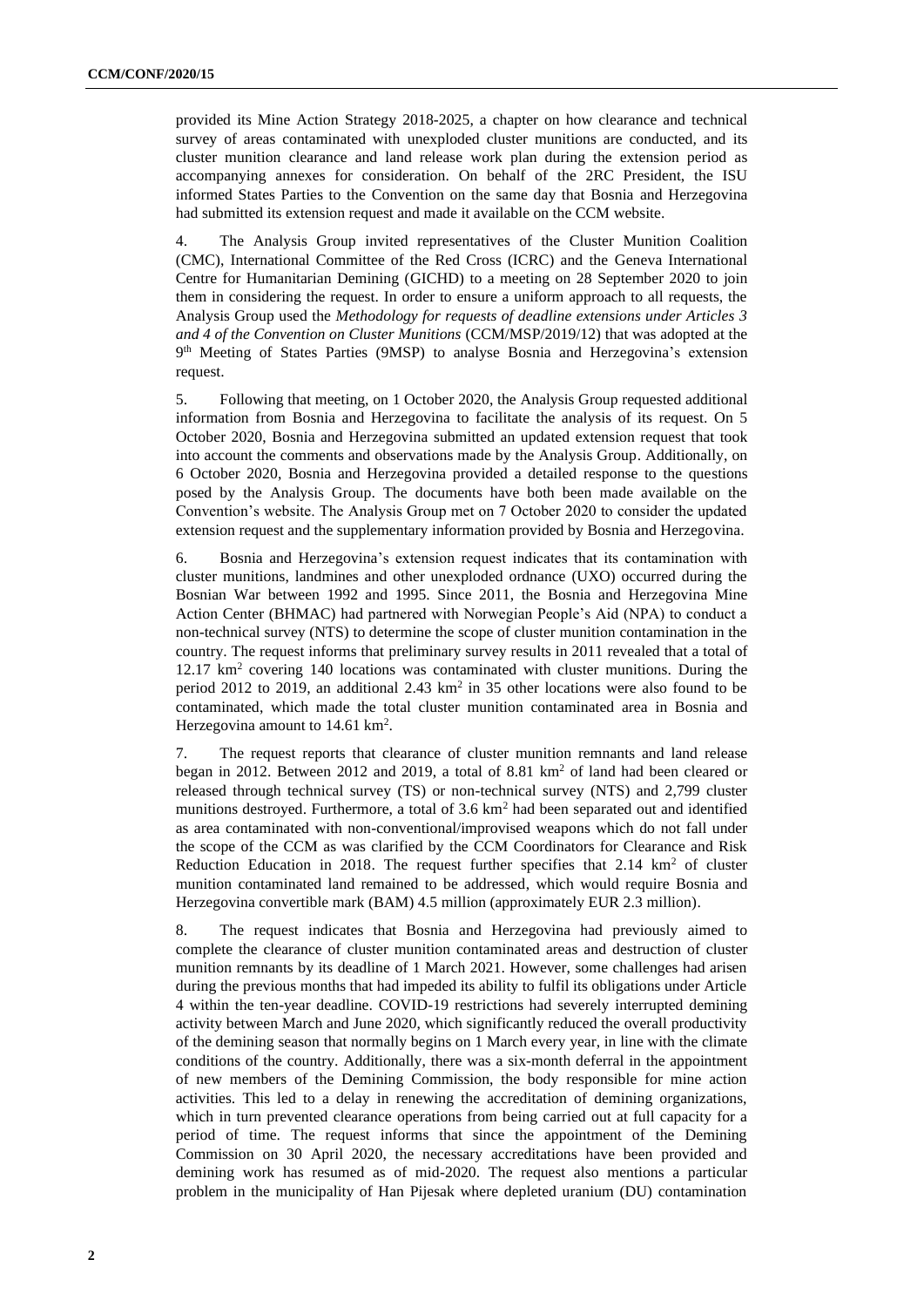provided its Mine Action Strategy 2018-2025, a chapter on how clearance and technical survey of areas contaminated with unexploded cluster munitions are conducted, and its cluster munition clearance and land release work plan during the extension period as accompanying annexes for consideration. On behalf of the 2RC President, the ISU informed States Parties to the Convention on the same day that Bosnia and Herzegovina had submitted its extension request and made it available on the CCM website.

4. The Analysis Group invited representatives of the Cluster Munition Coalition (CMC), International Committee of the Red Cross (ICRC) and the Geneva International Centre for Humanitarian Demining (GICHD) to a meeting on 28 September 2020 to join them in considering the request. In order to ensure a uniform approach to all requests, the Analysis Group used the *Methodology for requests of deadline extensions under Articles 3 and 4 of the Convention on Cluster Munitions* (CCM/MSP/2019/12) that was adopted at the 9th Meeting of States Parties (9MSP) to analyse Bosnia and Herzegovina's extension request.

5. Following that meeting, on 1 October 2020, the Analysis Group requested additional information from Bosnia and Herzegovina to facilitate the analysis of its request. On 5 October 2020, Bosnia and Herzegovina submitted an updated extension request that took into account the comments and observations made by the Analysis Group. Additionally, on 6 October 2020, Bosnia and Herzegovina provided a detailed response to the questions posed by the Analysis Group. The documents have both been made available on the Convention's website. The Analysis Group met on 7 October 2020 to consider the updated extension request and the supplementary information provided by Bosnia and Herzegovina.

6. Bosnia and Herzegovina's extension request indicates that its contamination with cluster munitions, landmines and other unexploded ordnance (UXO) occurred during the Bosnian War between 1992 and 1995. Since 2011, the Bosnia and Herzegovina Mine Action Center (BHMAC) had partnered with Norwegian People's Aid (NPA) to conduct a non-technical survey (NTS) to determine the scope of cluster munition contamination in the country. The request informs that preliminary survey results in 2011 revealed that a total of 12.17 $km^2$ covering 140 locations was contaminated with cluster munitions. During the period 2012 to 2019, an additional 2.43 $km^2$ in 35 other locations were also found to be contaminated, which made the total cluster munition contaminated area in Bosnia and Herzegovina amount to 14.61 $km^2$.

7. The request reports that clearance of cluster munition remnants and land release began in 2012. Between 2012 and 2019, a total of 8.81 $km^2$ of land had been cleared or released through technical survey (TS) or non-technical survey (NTS) and 2,799 cluster munitions destroyed. Furthermore, a total of 3.6 $km^2$ had been separated out and identified as area contaminated with non-conventional/improvised weapons which do not fall under the scope of the CCM as was clarified by the CCM Coordinators for Clearance and Risk Reduction Education in 2018. The request further specifies that 2.14 $km^2$ of cluster munition contaminated land remained to be addressed, which would require Bosnia and Herzegovina convertible mark (BAM) 4.5 million (approximately EUR 2.3 million).

8. The request indicates that Bosnia and Herzegovina had previously aimed to complete the clearance of cluster munition contaminated areas and destruction of cluster munition remnants by its deadline of 1 March 2021. However, some challenges had arisen during the previous months that had impeded its ability to fulfil its obligations under Article 4 within the ten-year deadline. COVID-19 restrictions had severely interrupted demining activity between March and June 2020, which significantly reduced the overall productivity of the demining season that normally begins on 1 March every year, in line with the climate conditions of the country. Additionally, there was a six-month deferral in the appointment of new members of the Demining Commission, the body responsible for mine action activities. This led to a delay in renewing the accreditation of demining organizations, which in turn prevented clearance operations from being carried out at full capacity for a period of time. The request informs that since the appointment of the Demining Commission on 30 April 2020, the necessary accreditations have been provided and demining work has resumed as of mid-2020. The request also mentions a particular problem in the municipality of Han Pijesak where depleted uranium (DU) contamination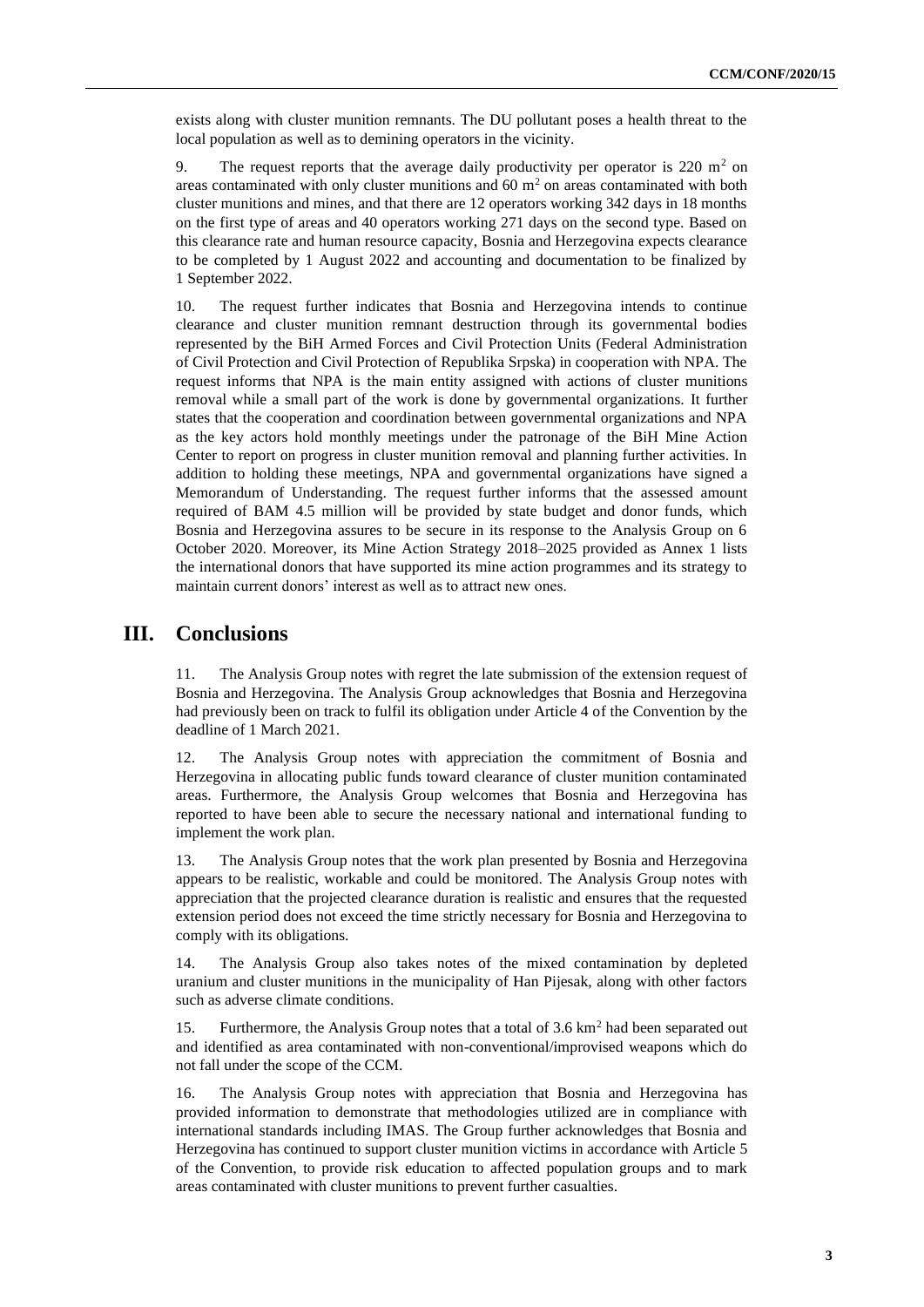exists along with cluster munition remnants. The DU pollutant poses a health threat to the local population as well as to demining operators in the vicinity.

9. The request reports that the average daily productivity per operator is 220 $m^2$ on areas contaminated with only cluster munitions and 60 $m^2$ on areas contaminated with both cluster munitions and mines, and that there are 12 operators working 342 days in 18 months on the first type of areas and 40 operators working 271 days on the second type. Based on this clearance rate and human resource capacity, Bosnia and Herzegovina expects clearance to be completed by 1 August 2022 and accounting and documentation to be finalized by 1 September 2022.

10. The request further indicates that Bosnia and Herzegovina intends to continue clearance and cluster munition remnant destruction through its governmental bodies represented by the BiH Armed Forces and Civil Protection Units (Federal Administration of Civil Protection and Civil Protection of Republika Srpska) in cooperation with NPA. The request informs that NPA is the main entity assigned with actions of cluster munitions removal while a small part of the work is done by governmental organizations. It further states that the cooperation and coordination between governmental organizations and NPA as the key actors hold monthly meetings under the patronage of the BiH Mine Action Center to report on progress in cluster munition removal and planning further activities. In addition to holding these meetings, NPA and governmental organizations have signed a Memorandum of Understanding. The request further informs that the assessed amount required of BAM 4.5 million will be provided by state budget and donor funds, which Bosnia and Herzegovina assures to be secure in its response to the Analysis Group on 6 October 2020. Moreover, its Mine Action Strategy 2018–2025 provided as Annex 1 lists the international donors that have supported its mine action programmes and its strategy to maintain current donors' interest as well as to attract new ones.

## III. Conclusions

11. The Analysis Group notes with regret the late submission of the extension request of Bosnia and Herzegovina. The Analysis Group acknowledges that Bosnia and Herzegovina had previously been on track to fulfil its obligation under Article 4 of the Convention by the deadline of 1 March 2021.

12. The Analysis Group notes with appreciation the commitment of Bosnia and Herzegovina in allocating public funds toward clearance of cluster munition contaminated areas. Furthermore, the Analysis Group welcomes that Bosnia and Herzegovina has reported to have been able to secure the necessary national and international funding to implement the work plan.

13. The Analysis Group notes that the work plan presented by Bosnia and Herzegovina appears to be realistic, workable and could be monitored. The Analysis Group notes with appreciation that the projected clearance duration is realistic and ensures that the requested extension period does not exceed the time strictly necessary for Bosnia and Herzegovina to comply with its obligations.

14. The Analysis Group also takes notes of the mixed contamination by depleted uranium and cluster munitions in the municipality of Han Pijesak, along with other factors such as adverse climate conditions.

15. Furthermore, the Analysis Group notes that a total of 3.6 $km^2$ had been separated out and identified as area contaminated with non-conventional/improvised weapons which do not fall under the scope of the CCM.

16. The Analysis Group notes with appreciation that Bosnia and Herzegovina has provided information to demonstrate that methodologies utilized are in compliance with international standards including IMAS. The Group further acknowledges that Bosnia and Herzegovina has continued to support cluster munition victims in accordance with Article 5 of the Convention, to provide risk education to affected population groups and to mark areas contaminated with cluster munitions to prevent further casualties.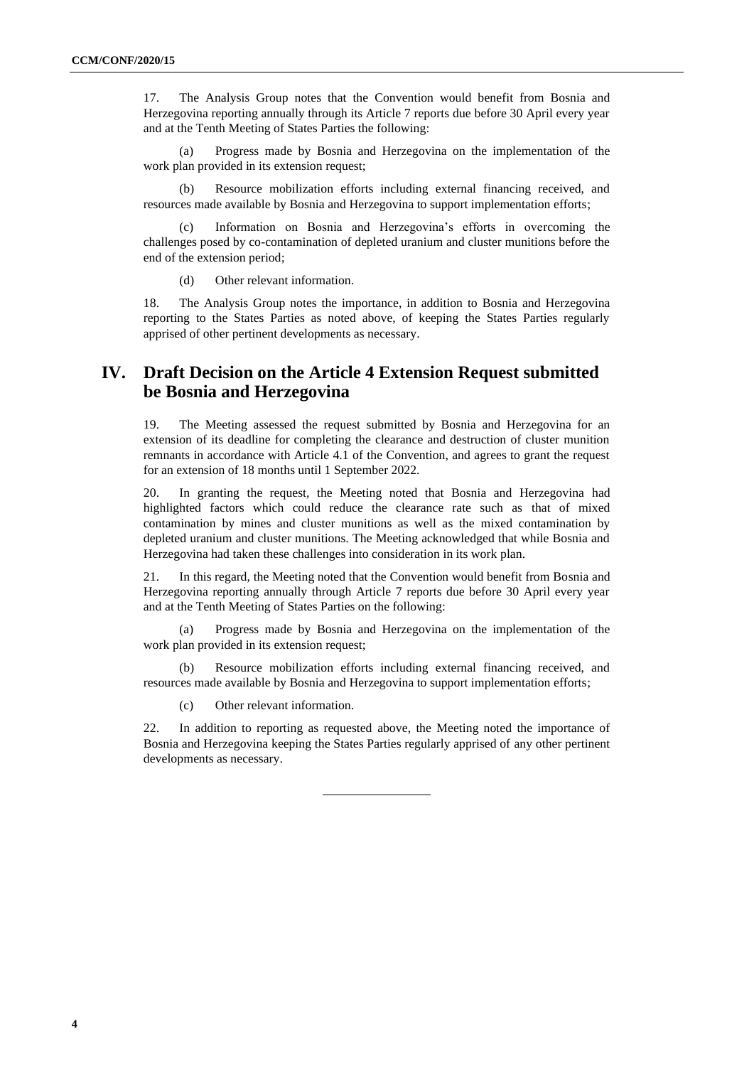17. The Analysis Group notes that the Convention would benefit from Bosnia and Herzegovina reporting annually through its Article 7 reports due before 30 April every year and at the Tenth Meeting of States Parties the following:

(a) Progress made by Bosnia and Herzegovina on the implementation of the work plan provided in its extension request;

(b) Resource mobilization efforts including external financing received, and resources made available by Bosnia and Herzegovina to support implementation efforts;

(c) Information on Bosnia and Herzegovina's efforts in overcoming the challenges posed by co-contamination of depleted uranium and cluster munitions before the end of the extension period;

(d) Other relevant information.

18. The Analysis Group notes the importance, in addition to Bosnia and Herzegovina reporting to the States Parties as noted above, of keeping the States Parties regularly apprised of other pertinent developments as necessary.

## IV. Draft Decision on the Article 4 Extension Request submitted be Bosnia and Herzegovina

19. The Meeting assessed the request submitted by Bosnia and Herzegovina for an extension of its deadline for completing the clearance and destruction of cluster munition remnants in accordance with Article 4.1 of the Convention, and agrees to grant the request for an extension of 18 months until 1 September 2022.

20. In granting the request, the Meeting noted that Bosnia and Herzegovina had highlighted factors which could reduce the clearance rate such as that of mixed contamination by mines and cluster munitions as well as the mixed contamination by depleted uranium and cluster munitions. The Meeting acknowledged that while Bosnia and Herzegovina had taken these challenges into consideration in its work plan.

21. In this regard, the Meeting noted that the Convention would benefit from Bosnia and Herzegovina reporting annually through Article 7 reports due before 30 April every year and at the Tenth Meeting of States Parties on the following:

(a) Progress made by Bosnia and Herzegovina on the implementation of the work plan provided in its extension request;

(b) Resource mobilization efforts including external financing received, and resources made available by Bosnia and Herzegovina to support implementation efforts;

(c) Other relevant information.

22. In addition to reporting as requested above, the Meeting noted the importance of Bosnia and Herzegovina keeping the States Parties regularly apprised of any other pertinent developments as necessary.